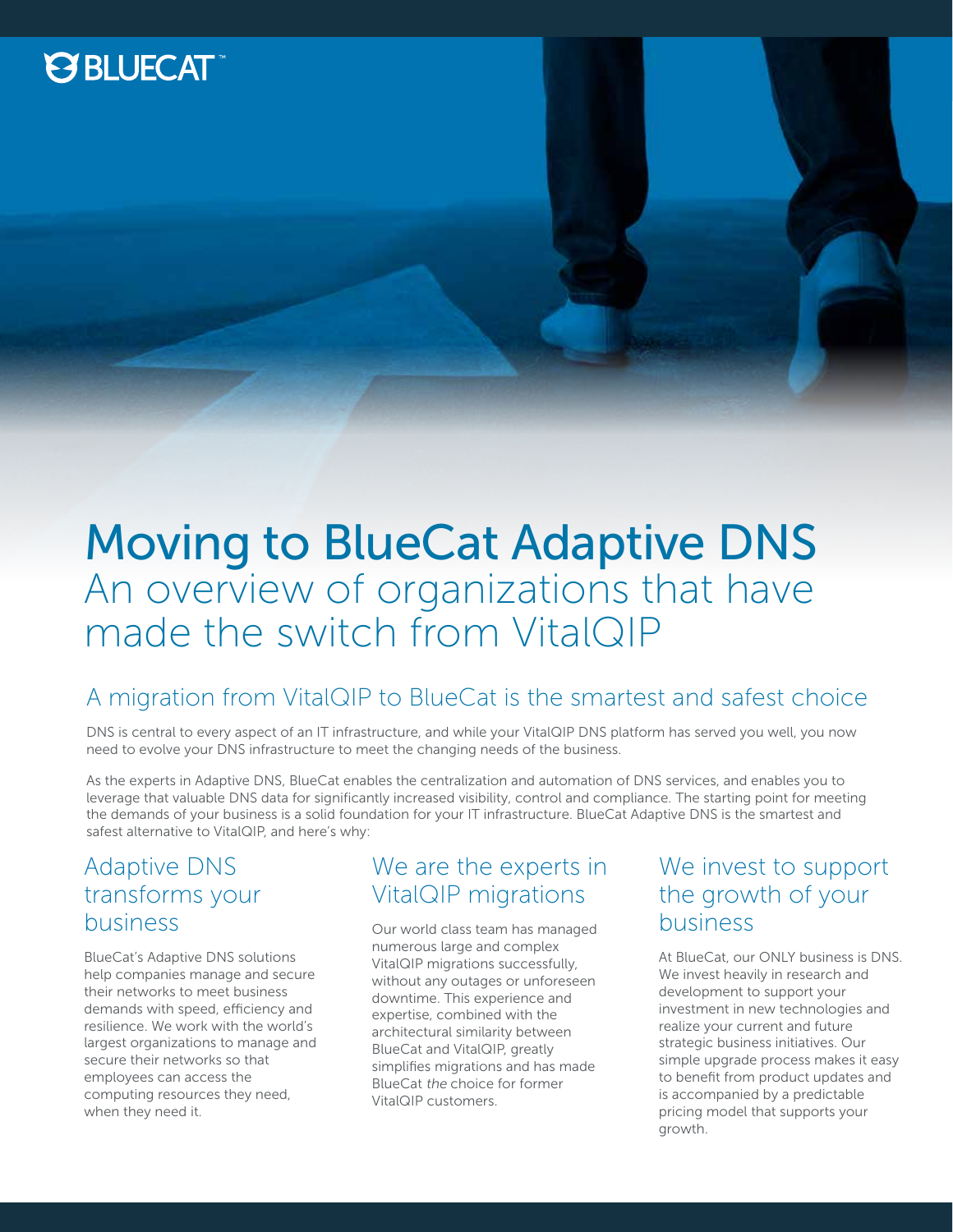BLUECAT™

# Moving to BlueCat Adaptive DNS

An overview of organizations that have made the switch from VitalQIP

## A migration from VitalQIP to BlueCat is the smartest and safest choice

DNS is central to every aspect of an IT infrastructure, and while your VitalQIP DNS platform has served you well, you now need to evolve your DNS infrastructure to meet the changing needs of the business.

As the experts in Adaptive DNS, BlueCat enables the centralization and automation of DNS services, and enables you to leverage that valuable DNS data for significantly increased visibility, control and compliance. The starting point for meeting the demands of your business is a solid foundation for your IT infrastructure. BlueCat Adaptive DNS is the smartest and safest alternative to VitalQIP, and here's why:

### Adaptive DNS transforms your business

BlueCat's Adaptive DNS solutions help companies manage and secure their networks to meet business demands with speed, efficiency and resilience. We work with the world's largest organizations to manage and secure their networks so that employees can access the computing resources they need, when they need it.

### We are the experts in VitalQIP migrations

Our world class team has managed numerous large and complex VitalQIP migrations successfully, without any outages or unforeseen downtime. This experience and expertise, combined with the architectural similarity between BlueCat and VitalQIP, greatly simplifies migrations and has made BlueCat *the* choice for former VitalQIP customers.

### We invest to support the growth of your business

At BlueCat, our ONLY business is DNS. We invest heavily in research and development to support your investment in new technologies and realize your current and future strategic business initiatives. Our simple upgrade process makes it easy to benefit from product updates and is accompanied by a predictable pricing model that supports your growth.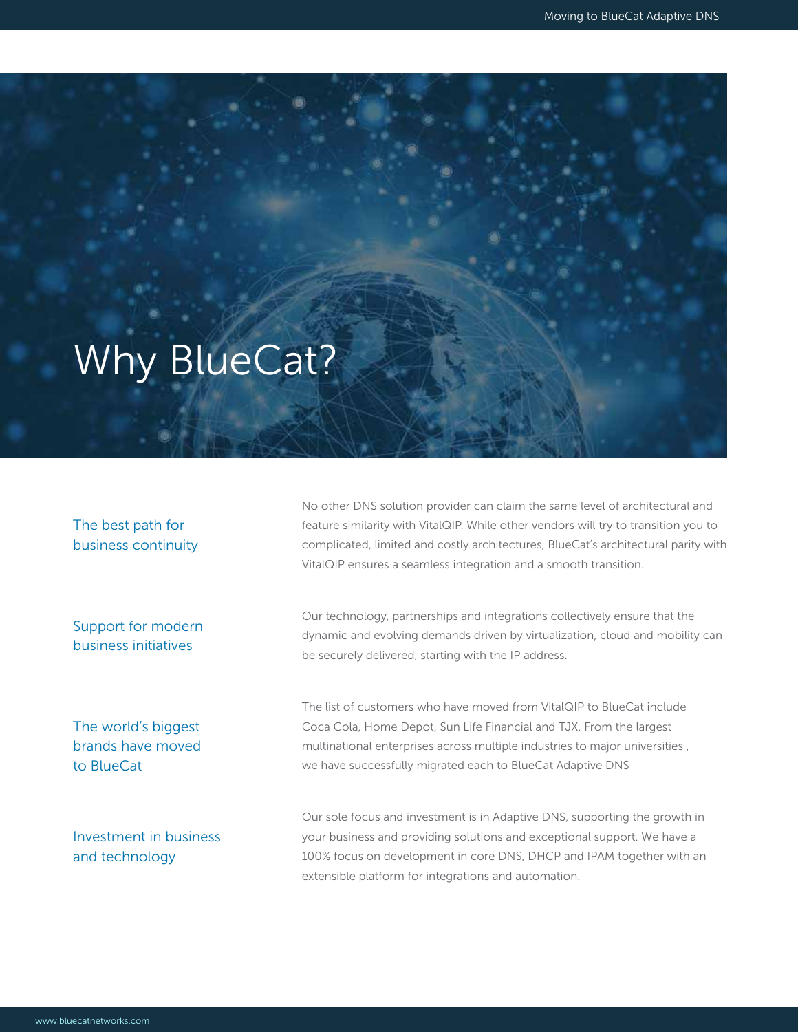# Why BlueCat?

### The best path for business continuity

No other DNS solution provider can claim the same level of architectural and feature similarity with VitalQIP. While other vendors will try to transition you to complicated, limited and costly architectures, BlueCat's architectural parity with VitalQIP ensures a seamless integration and a smooth transition.

### Support for modern business initiatives

Our technology, partnerships and integrations collectively ensure that the dynamic and evolving demands driven by virtualization, cloud and mobility can be securely delivered, starting with the IP address.

### The world's biggest brands have moved to BlueCat

The list of customers who have moved from VitalQIP to BlueCat include Coca Cola, Home Depot, Sun Life Financial and TJX. From the largest multinational enterprises across multiple industries to major universities , we have successfully migrated each to BlueCat Adaptive DNS

### Investment in business and technology

Our sole focus and investment is in Adaptive DNS, supporting the growth in your business and providing solutions and exceptional support. We have a 100% focus on development in core DNS, DHCP and IPAM together with an extensible platform for integrations and automation.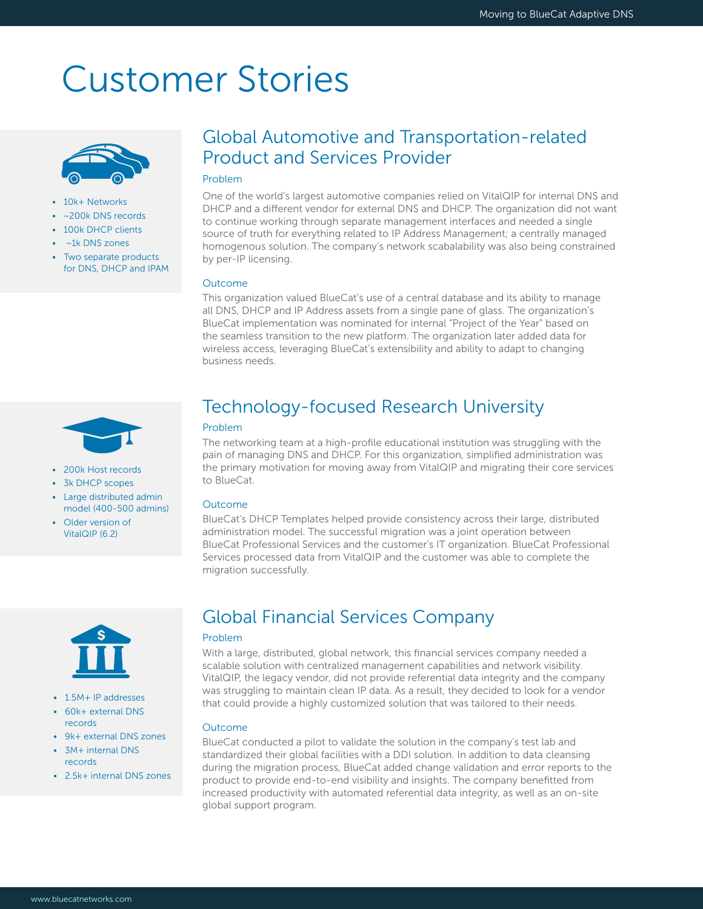# Customer Stories

- 10k+ Networks
- ~200k DNS records
- 100k DHCP clients
- ~1k DNS zones
- Two separate products for DNS, DHCP and IPAM

## Global Automotive and Transportation-related Product and Services Provider

### Problem

One of the world's largest automotive companies relied on VitalQIP for internal DNS and DHCP and a different vendor for external DNS and DHCP. The organization did not want to continue working through separate management interfaces and needed a single source of truth for everything related to IP Address Management; a centrally managed homogenous solution. The company's network scabalability was also being constrained by per-IP licensing.

### Outcome

This organization valued BlueCat's use of a central database and its ability to manage all DNS, DHCP and IP Address assets from a single pane of glass. The organization's BlueCat implementation was nominated for internal "Project of the Year" based on the seamless transition to the new platform. The organization later added data for wireless access, leveraging BlueCat's extensibility and ability to adapt to changing business needs.

- 200k Host records
- 3k DHCP scopes
- Large distributed admin model (400-500 admins)
- Older version of VitalQIP (6.2)

## Technology-focused Research University

### Problem

The networking team at a high-profile educational institution was struggling with the pain of managing DNS and DHCP. For this organization, simplified administration was the primary motivation for moving away from VitalQIP and migrating their core services to BlueCat.

### Outcome

BlueCat's DHCP Templates helped provide consistency across their large, distributed administration model. The successful migration was a joint operation between BlueCat Professional Services and the customer's IT organization. BlueCat Professional Services processed data from VitalQIP and the customer was able to complete the migration successfully.

- 1.5M+ IP addresses
- 60k+ external DNS records
- 9k+ external DNS zones
- 3M+ internal DNS records
- 2.5k+ internal DNS zones

## Global Financial Services Company

### Problem

With a large, distributed, global network, this financial services company needed a scalable solution with centralized management capabilities and network visibility. VitalQIP, the legacy vendor, did not provide referential data integrity and the company was struggling to maintain clean IP data. As a result, they decided to look for a vendor that could provide a highly customized solution that was tailored to their needs.

### Outcome

BlueCat conducted a pilot to validate the solution in the company's test lab and standardized their global facilities with a DDI solution. In addition to data cleansing during the migration process, BlueCat added change validation and error reports to the product to provide end-to-end visibility and insights. The company benefitted from increased productivity with automated referential data integrity, as well as an on-site global support program.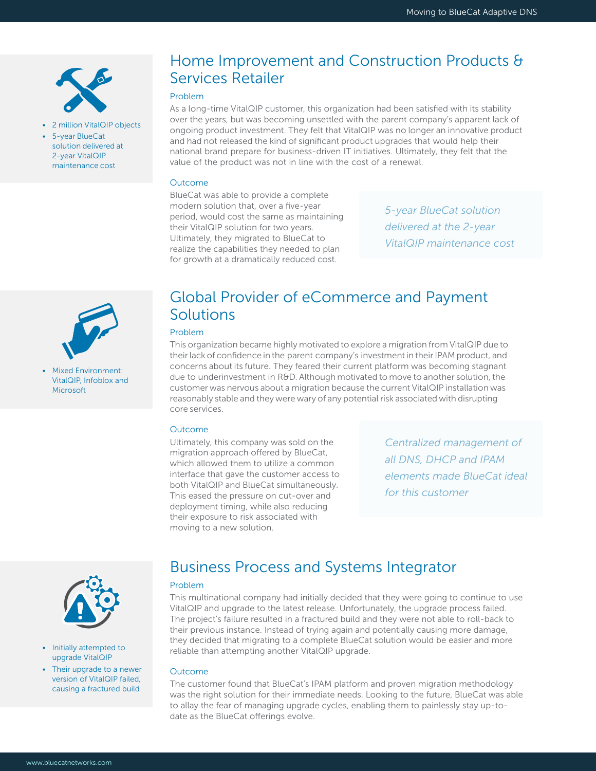## Home Improvement and Construction Products & Services Retailer

- 2 million VitalQIP objects
- 5-year BlueCat solution delivered at 2-year VitalQIP maintenance cost

### Problem

As a long-time VitalQIP customer, this organization had been satisfied with its stability over the years, but was becoming unsettled with the parent company's apparent lack of ongoing product investment. They felt that VitalQIP was no longer an innovative product and had not released the kind of significant product upgrades that would help their national brand prepare for business-driven IT initiatives. Ultimately, they felt that the value of the product was not in line with the cost of a renewal.

### Outcome

BlueCat was able to provide a complete modern solution that, over a five-year period, would cost the same as maintaining their VitalQIP solution for two years. Ultimately, they migrated to BlueCat to realize the capabilities they needed to plan for growth at a dramatically reduced cost.

*5-year BlueCat solution delivered at the 2-year VitalQIP maintenance cost*

## Global Provider of eCommerce and Payment Solutions

- Mixed Environment: VitalQIP, Infoblox and Microsoft

### Problem

This organization became highly motivated to explore a migration from VitalQIP due to their lack of confidence in the parent company's investment in their IPAM product, and concerns about its future. They feared their current platform was becoming stagnant due to underinvestment in R&D. Although motivated to move to another solution, the customer was nervous about a migration because the current VitalQIP installation was reasonably stable and they were wary of any potential risk associated with disrupting core services.

### Outcome

Ultimately, this company was sold on the migration approach offered by BlueCat, which allowed them to utilize a common interface that gave the customer access to both VitalQIP and BlueCat simultaneously. This eased the pressure on cut-over and deployment timing, while also reducing their exposure to risk associated with moving to a new solution.

*Centralized management of all DNS, DHCP and IPAM elements made BlueCat ideal for this customer*

## Business Process and Systems Integrator

- Initially attempted to upgrade VitalQIP
- Their upgrade to a newer version of VitalQIP failed, causing a fractured build

### Problem

This multinational company had initially decided that they were going to continue to use VitalQIP and upgrade to the latest release. Unfortunately, the upgrade process failed. The project's failure resulted in a fractured build and they were not able to roll-back to their previous instance. Instead of trying again and potentially causing more damage, they decided that migrating to a complete BlueCat solution would be easier and more reliable than attempting another VitalQIP upgrade.

### Outcome

The customer found that BlueCat's IPAM platform and proven migration methodology was the right solution for their immediate needs. Looking to the future, BlueCat was able to allay the fear of managing upgrade cycles, enabling them to painlessly stay up-to-date as the BlueCat offerings evolve.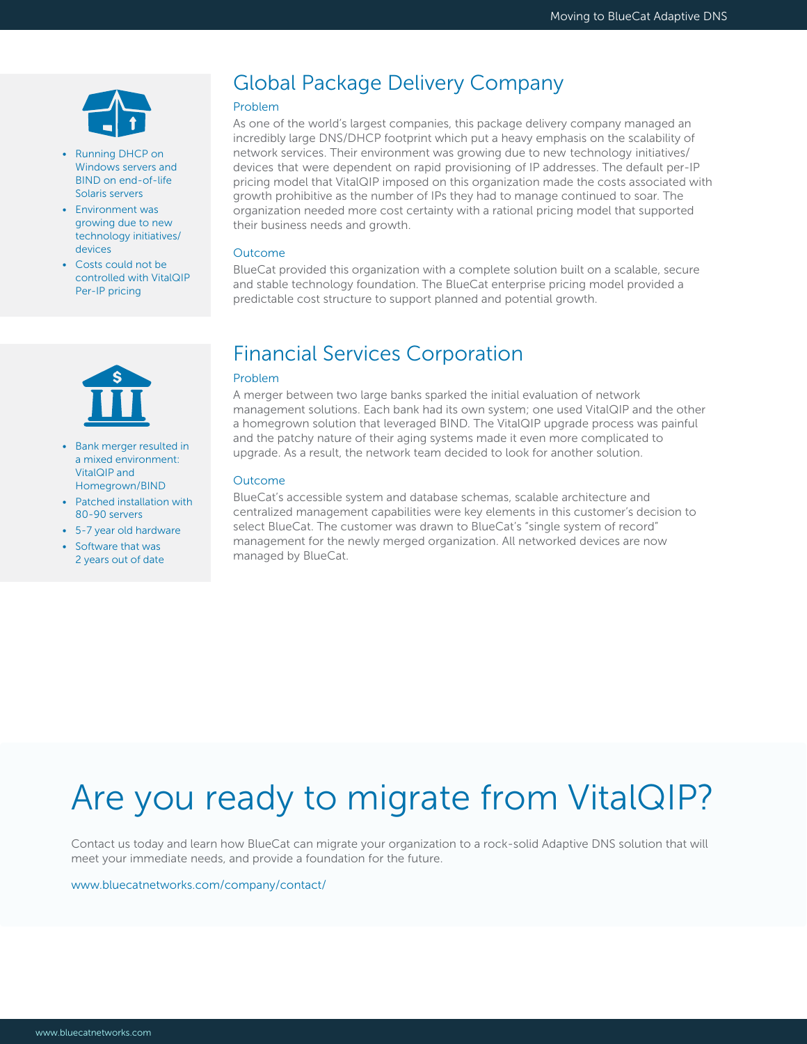## Global Package Delivery Company

- Running DHCP on Windows servers and BIND on end-of-life Solaris servers
- Environment was growing due to new technology initiatives/ devices
- Costs could not be controlled with VitalQIP Per-IP pricing

### Problem

As one of the world's largest companies, this package delivery company managed an incredibly large DNS/DHCP footprint which put a heavy emphasis on the scalability of network services. Their environment was growing due to new technology initiatives/ devices that were dependent on rapid provisioning of IP addresses. The default per-IP pricing model that VitalQIP imposed on this organization made the costs associated with growth prohibitive as the number of IPs they had to manage continued to soar. The organization needed more cost certainty with a rational pricing model that supported their business needs and growth.

### Outcome

BlueCat provided this organization with a complete solution built on a scalable, secure and stable technology foundation. The BlueCat enterprise pricing model provided a predictable cost structure to support planned and potential growth.

## Financial Services Corporation

- Bank merger resulted in a mixed environment: VitalQIP and Homegrown/BIND
- Patched installation with 80-90 servers
- 5-7 year old hardware
- Software that was 2 years out of date

### Problem

A merger between two large banks sparked the initial evaluation of network management solutions. Each bank had its own system; one used VitalQIP and the other a homegrown solution that leveraged BIND. The VitalQIP upgrade process was painful and the patchy nature of their aging systems made it even more complicated to upgrade. As a result, the network team decided to look for another solution.

### Outcome

BlueCat's accessible system and database schemas, scalable architecture and centralized management capabilities were key elements in this customer's decision to select BlueCat. The customer was drawn to BlueCat's "single system of record" management for the newly merged organization. All networked devices are now managed by BlueCat.

# Are you ready to migrate from VitalQIP?

Contact us today and learn how BlueCat can migrate your organization to a rock-solid Adaptive DNS solution that will meet your immediate needs, and provide a foundation for the future.

www.bluecatnetworks.com/company/contact/